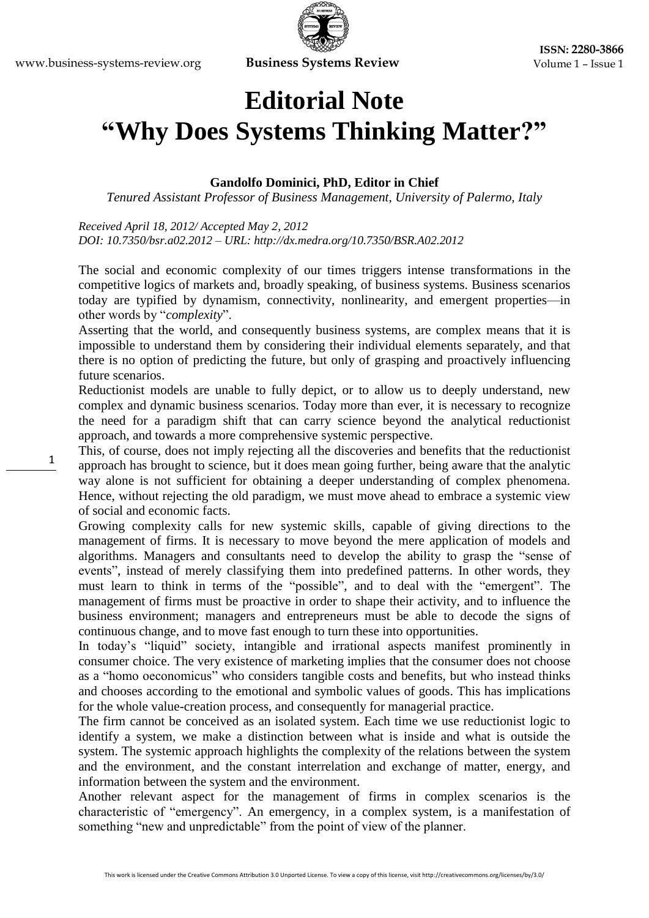# Editorial Note
# "Why Does Systems Thinking Matter?"

**Gandolfo Dominici, PhD, Editor in Chief**

*Tenured Assistant Professor of Business Management, University of Palermo, Italy*

*Received April 18, 2012/ Accepted May 2, 2012*
*DOI: 10.7350/bsr.a02.2012 – URL: http://dx.medra.org/10.7350/BSR.A02.2012*

The social and economic complexity of our times triggers intense transformations in the competitive logics of markets and, broadly speaking, of business systems. Business scenarios today are typified by dynamism, connectivity, nonlinearity, and emergent properties—in other words by "*complexity*".

Asserting that the world, and consequently business systems, are complex means that it is impossible to understand them by considering their individual elements separately, and that there is no option of predicting the future, but only of grasping and proactively influencing future scenarios.

Reductionist models are unable to fully depict, or to allow us to deeply understand, new complex and dynamic business scenarios. Today more than ever, it is necessary to recognize the need for a paradigm shift that can carry science beyond the analytical reductionist approach, and towards a more comprehensive systemic perspective.

This, of course, does not imply rejecting all the discoveries and benefits that the reductionist approach has brought to science, but it does mean going further, being aware that the analytic way alone is not sufficient for obtaining a deeper understanding of complex phenomena. Hence, without rejecting the old paradigm, we must move ahead to embrace a systemic view of social and economic facts.

Growing complexity calls for new systemic skills, capable of giving directions to the management of firms. It is necessary to move beyond the mere application of models and algorithms. Managers and consultants need to develop the ability to grasp the "sense of events", instead of merely classifying them into predefined patterns. In other words, they must learn to think in terms of the "possible", and to deal with the "emergent". The management of firms must be proactive in order to shape their activity, and to influence the business environment; managers and entrepreneurs must be able to decode the signs of continuous change, and to move fast enough to turn these into opportunities.

In today's "liquid" society, intangible and irrational aspects manifest prominently in consumer choice. The very existence of marketing implies that the consumer does not choose as a "homo oeconomicus" who considers tangible costs and benefits, but who instead thinks and chooses according to the emotional and symbolic values of goods. This has implications for the whole value-creation process, and consequently for managerial practice.

The firm cannot be conceived as an isolated system. Each time we use reductionist logic to identify a system, we make a distinction between what is inside and what is outside the system. The systemic approach highlights the complexity of the relations between the system and the environment, and the constant interrelation and exchange of matter, energy, and information between the system and the environment.

Another relevant aspect for the management of firms in complex scenarios is the characteristic of "emergency". An emergency, in a complex system, is a manifestation of something "new and unpredictable" from the point of view of the planner.

This work is licensed under the Creative Commons Attribution 3.0 Unported License. To view a copy of this license, visit http://creativecommons.org/licenses/by/3.0/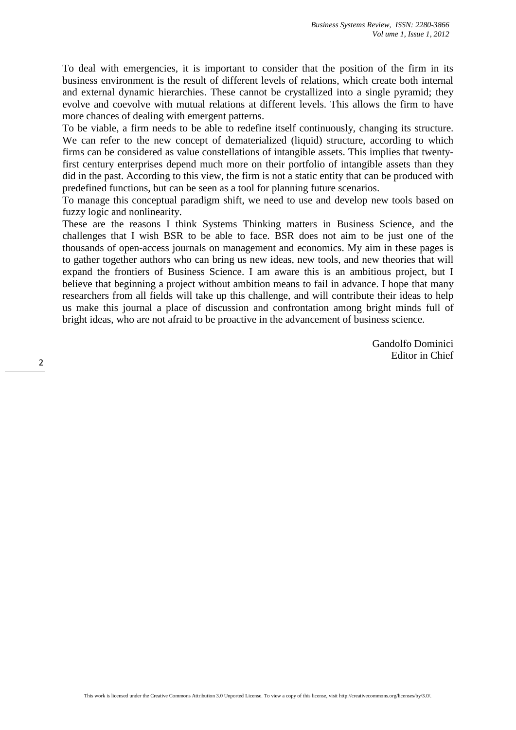To deal with emergencies, it is important to consider that the position of the firm in its business environment is the result of different levels of relations, which create both internal and external dynamic hierarchies. These cannot be crystallized into a single pyramid; they evolve and coevolve with mutual relations at different levels. This allows the firm to have more chances of dealing with emergent patterns.

To be viable, a firm needs to be able to redefine itself continuously, changing its structure. We can refer to the new concept of dematerialized (liquid) structure, according to which firms can be considered as value constellations of intangible assets. This implies that twenty-first century enterprises depend much more on their portfolio of intangible assets than they did in the past. According to this view, the firm is not a static entity that can be produced with predefined functions, but can be seen as a tool for planning future scenarios.

To manage this conceptual paradigm shift, we need to use and develop new tools based on fuzzy logic and nonlinearity.

These are the reasons I think Systems Thinking matters in Business Science, and the challenges that I wish BSR to be able to face. BSR does not aim to be just one of the thousands of open-access journals on management and economics. My aim in these pages is to gather together authors who can bring us new ideas, new tools, and new theories that will expand the frontiers of Business Science. I am aware this is an ambitious project, but I believe that beginning a project without ambition means to fail in advance. I hope that many researchers from all fields will take up this challenge, and will contribute their ideas to help us make this journal a place of discussion and confrontation among bright minds full of bright ideas, who are not afraid to be proactive in the advancement of business science.

Gandolfo Dominici
Editor in Chief

This work is licensed under the Creative Commons Attribution 3.0 Unported License. To view a copy of this license, visit http://creativecommons.org/licenses/by/3.0/.